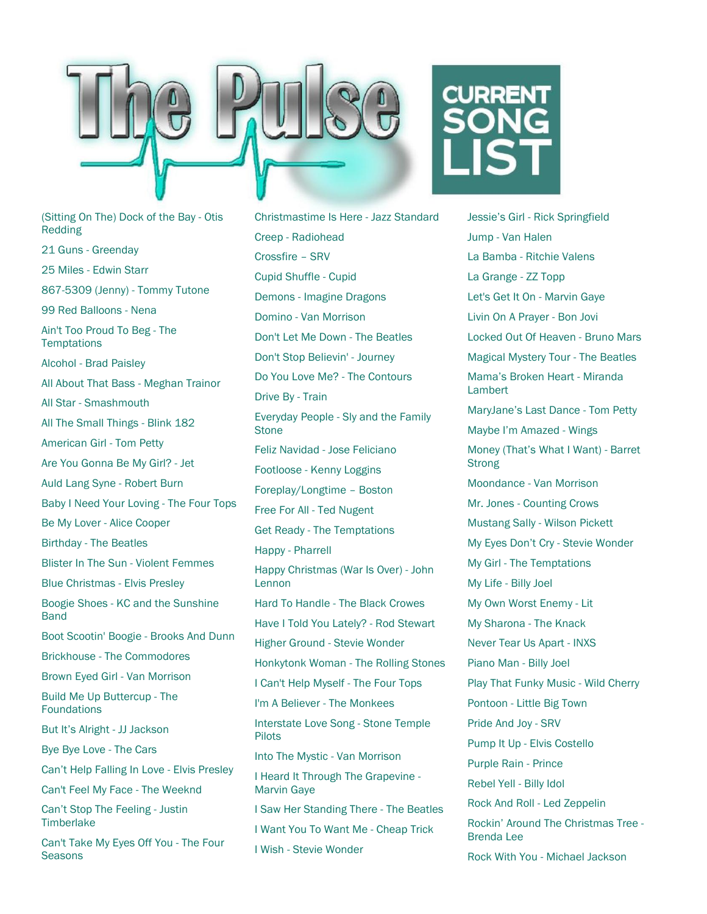# The Pulse

## CURRENT SONG LIST

- (Sitting On The) Dock of the Bay - Otis Redding
- 21 Guns - Greenday
- 25 Miles - Edwin Starr
- 867-5309 (Jenny) - Tommy Tutone
- 99 Red Balloons - Nena
- Ain't Too Proud To Beg - The Temptations
- Alcohol - Brad Paisley
- All About That Bass - Meghan Trainor
- All Star - Smashmouth
- All The Small Things - Blink 182
- American Girl - Tom Petty
- Are You Gonna Be My Girl? - Jet
- Auld Lang Syne - Robert Burn
- Baby I Need Your Loving - The Four Tops
- Be My Lover - Alice Cooper
- Birthday - The Beatles
- Blister In The Sun - Violent Femmes
- Blue Christmas - Elvis Presley
- Boogie Shoes - KC and the Sunshine Band
- Boot Scootin' Boogie - Brooks And Dunn
- Brickhouse - The Commodores
- Brown Eyed Girl - Van Morrison
- Build Me Up Buttercup - The Foundations
- But It's Alright - JJ Jackson
- Bye Bye Love - The Cars
- Can't Help Falling In Love - Elvis Presley
- Can't Feel My Face - The Weeknd
- Can't Stop The Feeling - Justin Timberlake
- Can't Take My Eyes Off You - The Four Seasons
- Christmastime Is Here - Jazz Standard
- Creep - Radiohead
- Crossfire – SRV
- Cupid Shuffle - Cupid
- Demons - Imagine Dragons
- Domino - Van Morrison
- Don't Let Me Down - The Beatles
- Don't Stop Believin' - Journey
- Do You Love Me? - The Contours
- Drive By - Train
- Everyday People - Sly and the Family Stone
- Feliz Navidad - Jose Feliciano
- Footloose - Kenny Loggins
- Foreplay/Longtime – Boston
- Free For All - Ted Nugent
- Get Ready - The Temptations
- Happy - Pharrell
- Happy Christmas (War Is Over) - John Lennon
- Hard To Handle - The Black Crowes
- Have I Told You Lately? - Rod Stewart
- Higher Ground - Stevie Wonder
- Honkytonk Woman - The Rolling Stones
- I Can't Help Myself - The Four Tops
- I'm A Believer - The Monkees
- Interstate Love Song - Stone Temple Pilots
- Into The Mystic - Van Morrison
- I Heard It Through The Grapevine - Marvin Gaye
- I Saw Her Standing There - The Beatles
- I Want You To Want Me - Cheap Trick
- I Wish - Stevie Wonder
- Jessie's Girl - Rick Springfield
- Jump - Van Halen
- La Bamba - Ritchie Valens
- La Grange - ZZ Topp
- Let's Get It On - Marvin Gaye
- Livin On A Prayer - Bon Jovi
- Locked Out Of Heaven - Bruno Mars
- Magical Mystery Tour - The Beatles
- Mama's Broken Heart - Miranda Lambert
- MaryJane's Last Dance - Tom Petty
- Maybe I'm Amazed - Wings
- Money (That's What I Want) - Barret Strong
- Moondance - Van Morrison
- Mr. Jones - Counting Crows
- Mustang Sally - Wilson Pickett
- My Eyes Don't Cry - Stevie Wonder
- My Girl - The Temptations
- My Life - Billy Joel
- My Own Worst Enemy - Lit
- My Sharona - The Knack
- Never Tear Us Apart - INXS
- Piano Man - Billy Joel
- Play That Funky Music - Wild Cherry
- Pontoon - Little Big Town
- Pride And Joy - SRV
- Pump It Up - Elvis Costello
- Purple Rain - Prince
- Rebel Yell - Billy Idol
- Rock And Roll - Led Zeppelin
- Rockin' Around The Christmas Tree - Brenda Lee
- Rock With You - Michael Jackson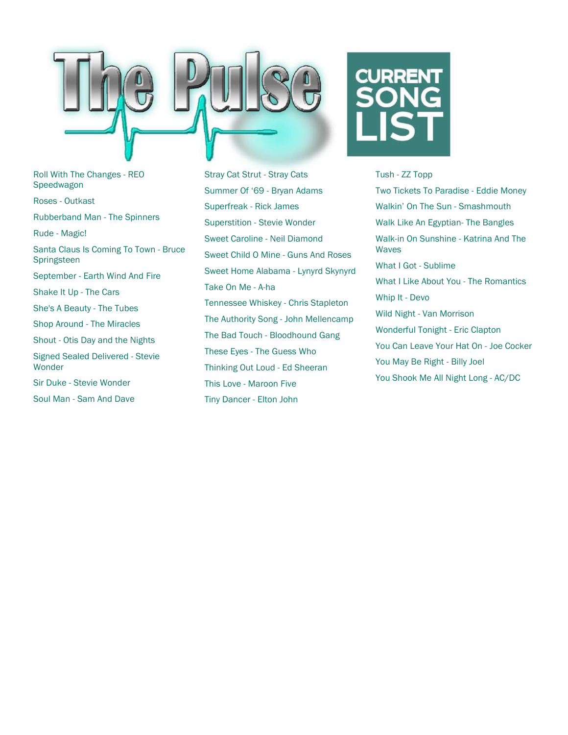# The Pulse

## CURRENT SONG LIST

Roll With The Changes - REO Speedwagon

Roses - Outkast

Rubberband Man - The Spinners

Rude - Magic!

Santa Claus Is Coming To Town - Bruce Springsteen

September - Earth Wind And Fire

Shake It Up - The Cars

She's A Beauty - The Tubes

Shop Around - The Miracles

Shout - Otis Day and the Nights

Signed Sealed Delivered - Stevie Wonder

Sir Duke - Stevie Wonder

Soul Man - Sam And Dave

Stray Cat Strut - Stray Cats

Summer Of '69 - Bryan Adams

Superfreak - Rick James

Superstition - Stevie Wonder

Sweet Caroline - Neil Diamond

Sweet Child O Mine - Guns And Roses

Sweet Home Alabama - Lynyrd Skynyrd

Take On Me - A-ha

Tennessee Whiskey - Chris Stapleton

The Authority Song - John Mellencamp

The Bad Touch - Bloodhound Gang

These Eyes - The Guess Who

Thinking Out Loud - Ed Sheeran

This Love - Maroon Five

Tiny Dancer - Elton John

Tush - ZZ Topp

Two Tickets To Paradise - Eddie Money

Walkin' On The Sun - Smashmouth

Walk Like An Egyptian- The Bangles

Walk-in On Sunshine - Katrina And The Waves

What I Got - Sublime

What I Like About You - The Romantics

Whip It - Devo

Wild Night - Van Morrison

Wonderful Tonight - Eric Clapton

You Can Leave Your Hat On - Joe Cocker

You May Be Right - Billy Joel

You Shook Me All Night Long - AC/DC